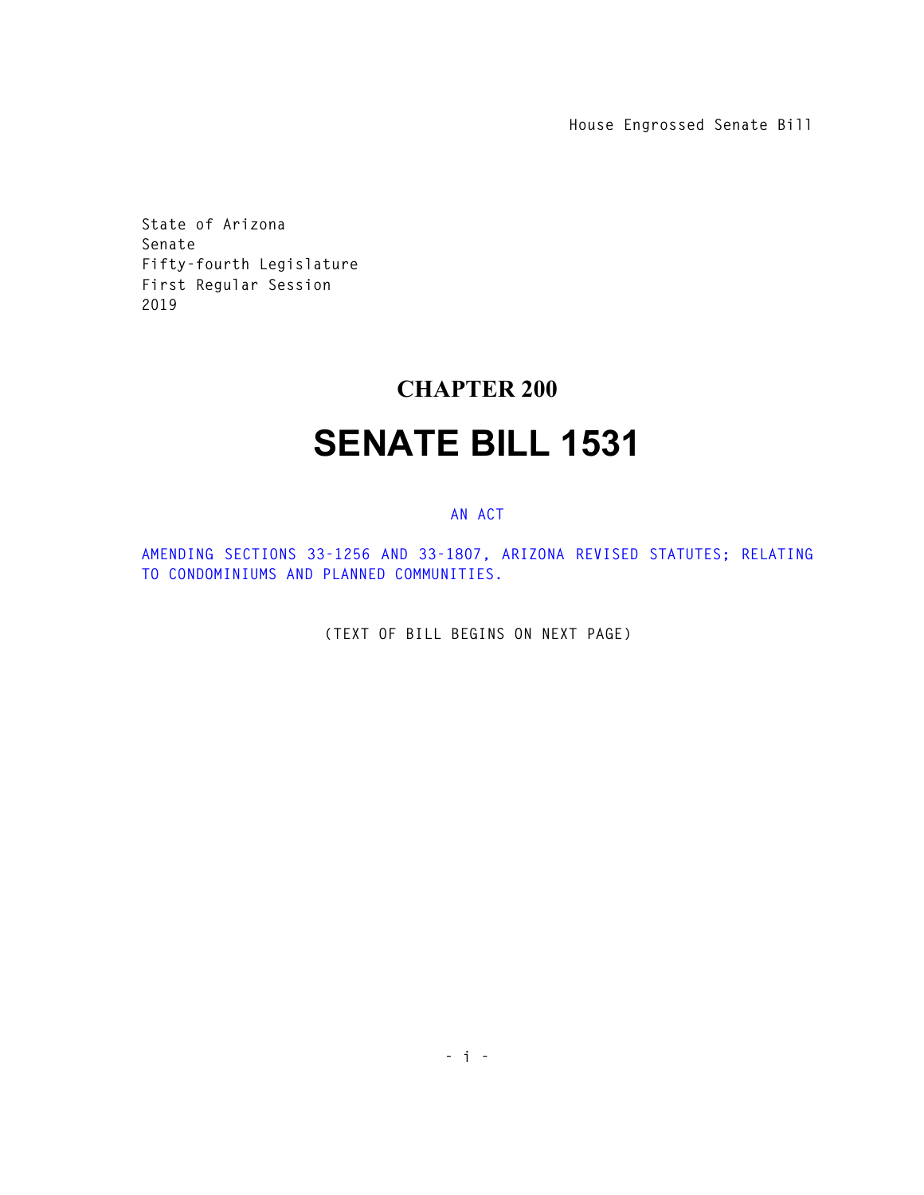House Engrossed Senate Bill

State of Arizona
Senate
Fifty-fourth Legislature
First Regular Session
2019

# CHAPTER 200

# SENATE BILL 1531

AN ACT

AMENDING SECTIONS 33-1256 AND 33-1807, ARIZONA REVISED STATUTES; RELATING TO CONDOMINIUMS AND PLANNED COMMUNITIES.

(TEXT OF BILL BEGINS ON NEXT PAGE)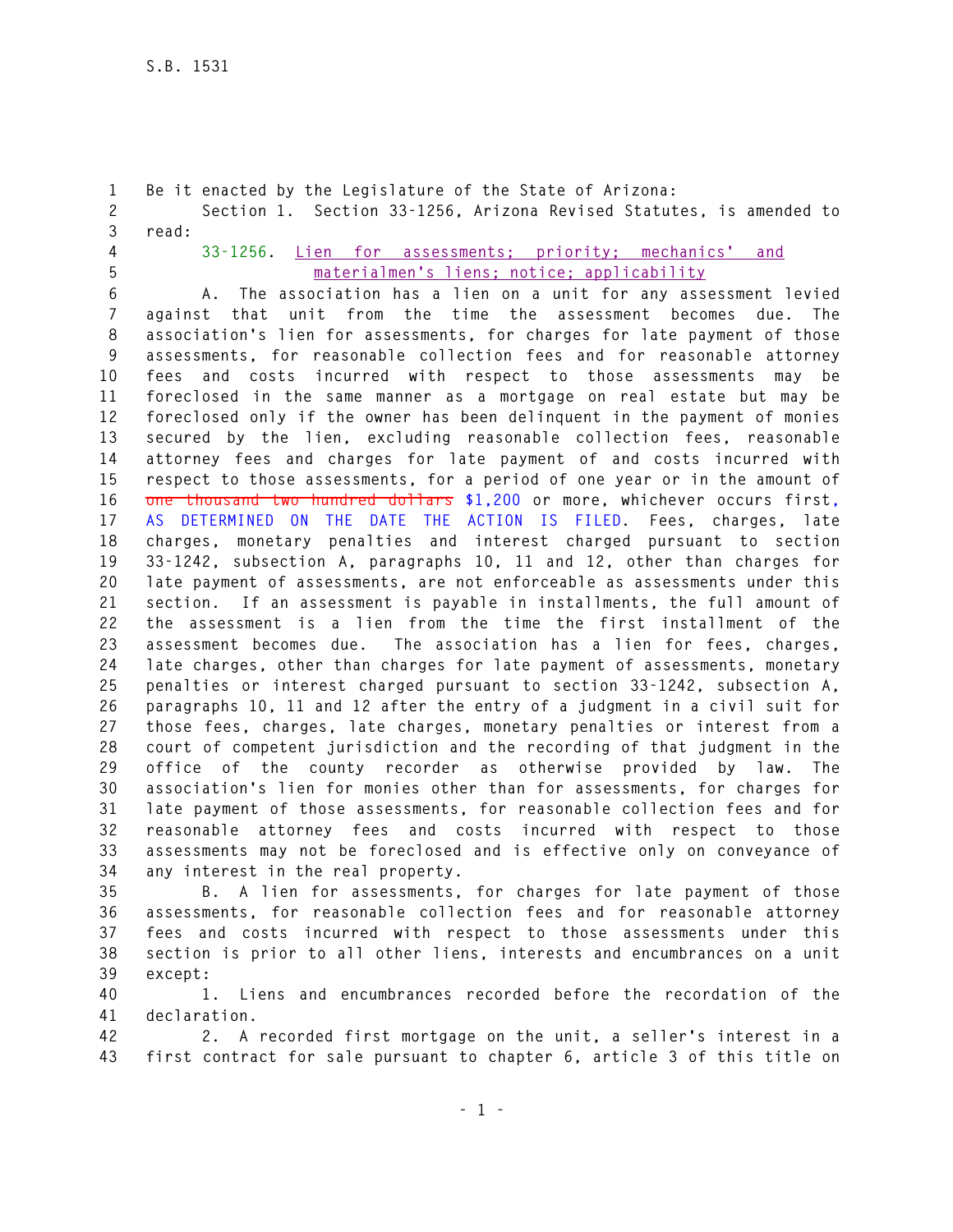Be it enacted by the Legislature of the State of Arizona:

Section 1. Section 33-1256, Arizona Revised Statutes, is amended to read:

33-1256. Lien for assessments; priority; mechanics' and materialmen's liens; notice; applicability

A. The association has a lien on a unit for any assessment levied against that unit from the time the assessment becomes due. The association's lien for assessments, for charges for late payment of those assessments, for reasonable collection fees and for reasonable attorney fees and costs incurred with respect to those assessments may be foreclosed in the same manner as a mortgage on real estate but may be foreclosed only if the owner has been delinquent in the payment of monies secured by the lien, excluding reasonable collection fees, reasonable attorney fees and charges for late payment of and costs incurred with respect to those assessments, for a period of one year or in the amount of ~~one thousand two hundred dollars~~ $1,200 or more, whichever occurs first, AS DETERMINED ON THE DATE THE ACTION IS FILED. Fees, charges, late charges, monetary penalties and interest charged pursuant to section 33-1242, subsection A, paragraphs 10, 11 and 12, other than charges for late payment of assessments, are not enforceable as assessments under this section. If an assessment is payable in installments, the full amount of the assessment is a lien from the time the first installment of the assessment becomes due. The association has a lien for fees, charges, late charges, other than charges for late payment of assessments, monetary penalties or interest charged pursuant to section 33-1242, subsection A, paragraphs 10, 11 and 12 after the entry of a judgment in a civil suit for those fees, charges, late charges, monetary penalties or interest from a court of competent jurisdiction and the recording of that judgment in the office of the county recorder as otherwise provided by law. The association's lien for monies other than for assessments, for charges for late payment of those assessments, for reasonable collection fees and for reasonable attorney fees and costs incurred with respect to those assessments may not be foreclosed and is effective only on conveyance of any interest in the real property.

B. A lien for assessments, for charges for late payment of those assessments, for reasonable collection fees and for reasonable attorney fees and costs incurred with respect to those assessments under this section is prior to all other liens, interests and encumbrances on a unit except:

1. Liens and encumbrances recorded before the recordation of the declaration.

2. A recorded first mortgage on the unit, a seller's interest in a first contract for sale pursuant to chapter 6, article 3 of this title on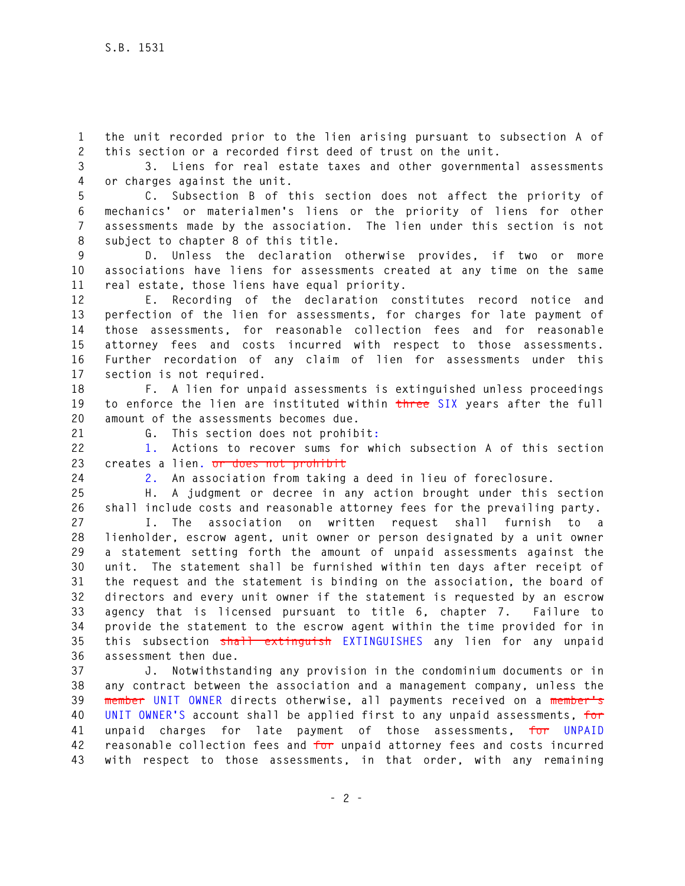the unit recorded prior to the lien arising pursuant to subsection A of this section or a recorded first deed of trust on the unit.

3. Liens for real estate taxes and other governmental assessments or charges against the unit.

C. Subsection B of this section does not affect the priority of mechanics' or materialmen's liens or the priority of liens for other assessments made by the association. The lien under this section is not subject to chapter 8 of this title.

D. Unless the declaration otherwise provides, if two or more associations have liens for assessments created at any time on the same real estate, those liens have equal priority.

E. Recording of the declaration constitutes record notice and perfection of the lien for assessments, for charges for late payment of those assessments, for reasonable collection fees and for reasonable attorney fees and costs incurred with respect to those assessments. Further recordation of any claim of lien for assessments under this section is not required.

F. A lien for unpaid assessments is extinguished unless proceedings to enforce the lien are instituted within ~~three~~ SIX years after the full amount of the assessments becomes due.

G. This section does not prohibit:

1. Actions to recover sums for which subsection A of this section creates a lien. ~~or does not prohibit~~

2. An association from taking a deed in lieu of foreclosure.

H. A judgment or decree in any action brought under this section shall include costs and reasonable attorney fees for the prevailing party.

I. The association on written request shall furnish to a lienholder, escrow agent, unit owner or person designated by a unit owner a statement setting forth the amount of unpaid assessments against the unit. The statement shall be furnished within ten days after receipt of the request and the statement is binding on the association, the board of directors and every unit owner if the statement is requested by an escrow agency that is licensed pursuant to title 6, chapter 7. Failure to provide the statement to the escrow agent within the time provided for in this subsection ~~shall extinguish~~ EXTINGUISHES any lien for any unpaid assessment then due.

J. Notwithstanding any provision in the condominium documents or in any contract between the association and a management company, unless the ~~member~~ UNIT OWNER directs otherwise, all payments received on a ~~member's~~ UNIT OWNER'S account shall be applied first to any unpaid assessments, ~~for~~ unpaid charges for late payment of those assessments, ~~for~~ UNPAID reasonable collection fees and ~~for~~ unpaid attorney fees and costs incurred with respect to those assessments, in that order, with any remaining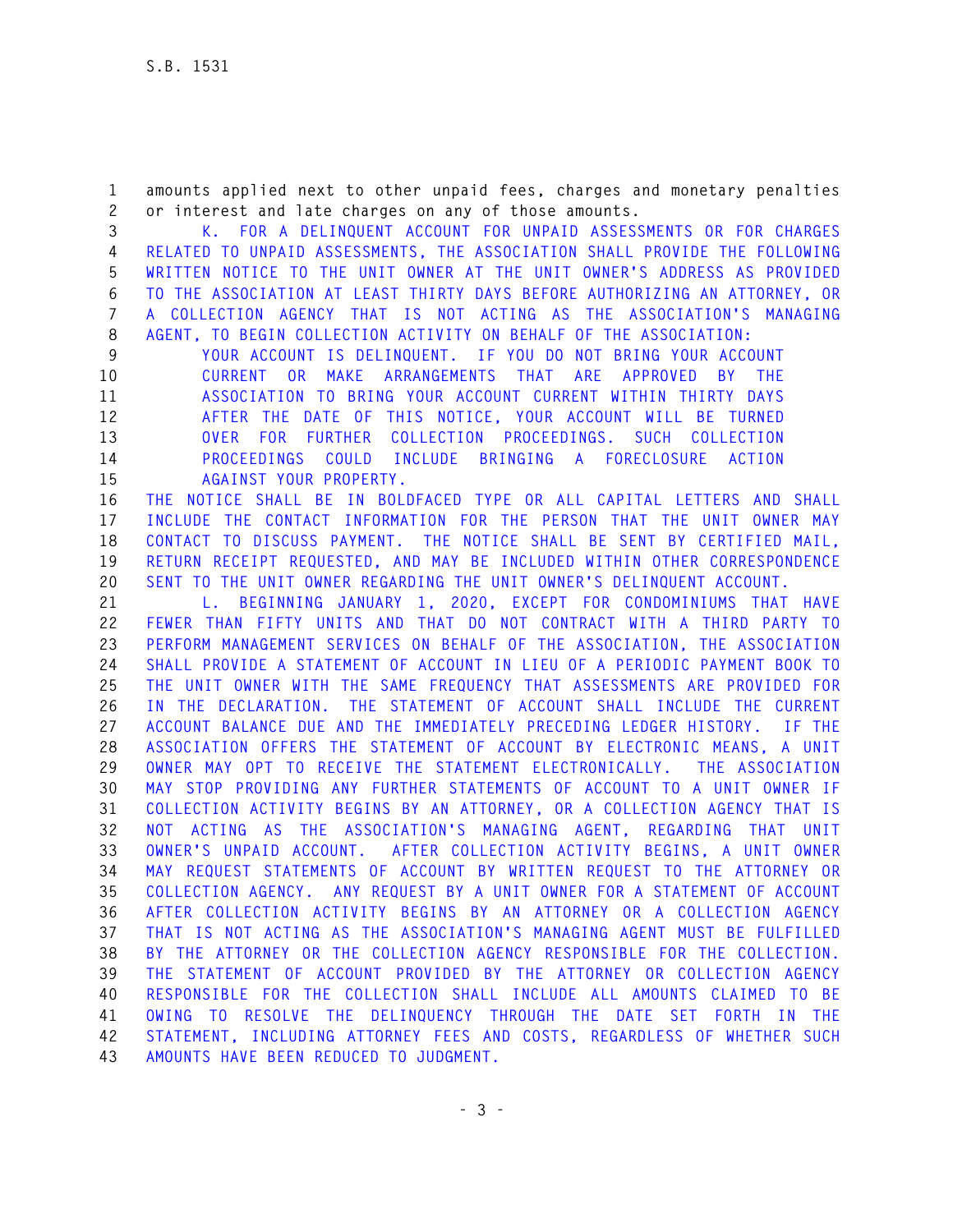amounts applied next to other unpaid fees, charges and monetary penalties or interest and late charges on any of those amounts.

K. FOR A DELINQUENT ACCOUNT FOR UNPAID ASSESSMENTS OR FOR CHARGES RELATED TO UNPAID ASSESSMENTS, THE ASSOCIATION SHALL PROVIDE THE FOLLOWING WRITTEN NOTICE TO THE UNIT OWNER AT THE UNIT OWNER'S ADDRESS AS PROVIDED TO THE ASSOCIATION AT LEAST THIRTY DAYS BEFORE AUTHORIZING AN ATTORNEY, OR A COLLECTION AGENCY THAT IS NOT ACTING AS THE ASSOCIATION'S MANAGING AGENT, TO BEGIN COLLECTION ACTIVITY ON BEHALF OF THE ASSOCIATION:

> YOUR ACCOUNT IS DELINQUENT. IF YOU DO NOT BRING YOUR ACCOUNT CURRENT OR MAKE ARRANGEMENTS THAT ARE APPROVED BY THE ASSOCIATION TO BRING YOUR ACCOUNT CURRENT WITHIN THIRTY DAYS AFTER THE DATE OF THIS NOTICE, YOUR ACCOUNT WILL BE TURNED OVER FOR FURTHER COLLECTION PROCEEDINGS. SUCH COLLECTION PROCEEDINGS COULD INCLUDE BRINGING A FORECLOSURE ACTION AGAINST YOUR PROPERTY.

THE NOTICE SHALL BE IN BOLDFACED TYPE OR ALL CAPITAL LETTERS AND SHALL INCLUDE THE CONTACT INFORMATION FOR THE PERSON THAT THE UNIT OWNER MAY CONTACT TO DISCUSS PAYMENT. THE NOTICE SHALL BE SENT BY CERTIFIED MAIL, RETURN RECEIPT REQUESTED, AND MAY BE INCLUDED WITHIN OTHER CORRESPONDENCE SENT TO THE UNIT OWNER REGARDING THE UNIT OWNER'S DELINQUENT ACCOUNT.

L. BEGINNING JANUARY 1, 2020, EXCEPT FOR CONDOMINIUMS THAT HAVE FEWER THAN FIFTY UNITS AND THAT DO NOT CONTRACT WITH A THIRD PARTY TO PERFORM MANAGEMENT SERVICES ON BEHALF OF THE ASSOCIATION, THE ASSOCIATION SHALL PROVIDE A STATEMENT OF ACCOUNT IN LIEU OF A PERIODIC PAYMENT BOOK TO THE UNIT OWNER WITH THE SAME FREQUENCY THAT ASSESSMENTS ARE PROVIDED FOR IN THE DECLARATION. THE STATEMENT OF ACCOUNT SHALL INCLUDE THE CURRENT ACCOUNT BALANCE DUE AND THE IMMEDIATELY PRECEDING LEDGER HISTORY. IF THE ASSOCIATION OFFERS THE STATEMENT OF ACCOUNT BY ELECTRONIC MEANS, A UNIT OWNER MAY OPT TO RECEIVE THE STATEMENT ELECTRONICALLY. THE ASSOCIATION MAY STOP PROVIDING ANY FURTHER STATEMENTS OF ACCOUNT TO A UNIT OWNER IF COLLECTION ACTIVITY BEGINS BY AN ATTORNEY, OR A COLLECTION AGENCY THAT IS NOT ACTING AS THE ASSOCIATION'S MANAGING AGENT, REGARDING THAT UNIT OWNER'S UNPAID ACCOUNT. AFTER COLLECTION ACTIVITY BEGINS, A UNIT OWNER MAY REQUEST STATEMENTS OF ACCOUNT BY WRITTEN REQUEST TO THE ATTORNEY OR COLLECTION AGENCY. ANY REQUEST BY A UNIT OWNER FOR A STATEMENT OF ACCOUNT AFTER COLLECTION ACTIVITY BEGINS BY AN ATTORNEY OR A COLLECTION AGENCY THAT IS NOT ACTING AS THE ASSOCIATION'S MANAGING AGENT MUST BE FULFILLED BY THE ATTORNEY OR THE COLLECTION AGENCY RESPONSIBLE FOR THE COLLECTION. THE STATEMENT OF ACCOUNT PROVIDED BY THE ATTORNEY OR COLLECTION AGENCY RESPONSIBLE FOR THE COLLECTION SHALL INCLUDE ALL AMOUNTS CLAIMED TO BE OWING TO RESOLVE THE DELINQUENCY THROUGH THE DATE SET FORTH IN THE STATEMENT, INCLUDING ATTORNEY FEES AND COSTS, REGARDLESS OF WHETHER SUCH AMOUNTS HAVE BEEN REDUCED TO JUDGMENT.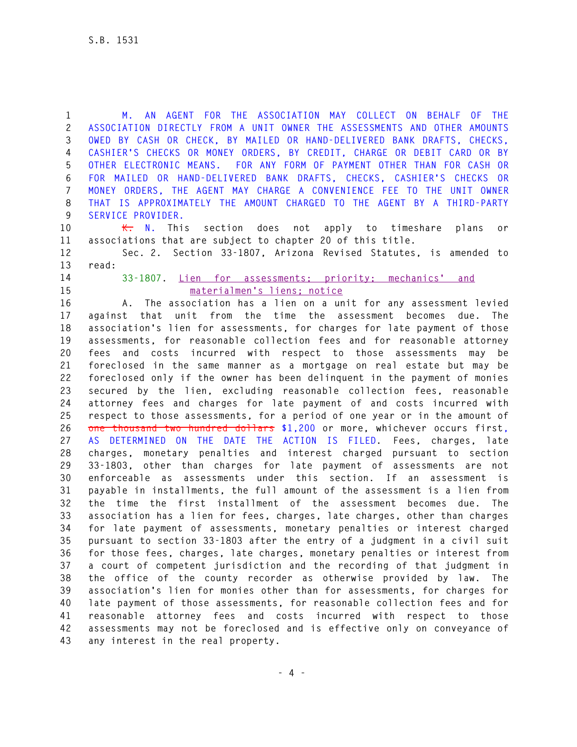M. AN AGENT FOR THE ASSOCIATION MAY COLLECT ON BEHALF OF THE ASSOCIATION DIRECTLY FROM A UNIT OWNER THE ASSESSMENTS AND OTHER AMOUNTS OWED BY CASH OR CHECK, BY MAILED OR HAND-DELIVERED BANK DRAFTS, CHECKS, CASHIER'S CHECKS OR MONEY ORDERS, BY CREDIT, CHARGE OR DEBIT CARD OR BY OTHER ELECTRONIC MEANS. FOR ANY FORM OF PAYMENT OTHER THAN FOR CASH OR FOR MAILED OR HAND-DELIVERED BANK DRAFTS, CHECKS, CASHIER'S CHECKS OR MONEY ORDERS, THE AGENT MAY CHARGE A CONVENIENCE FEE TO THE UNIT OWNER THAT IS APPROXIMATELY THE AMOUNT CHARGED TO THE AGENT BY A THIRD-PARTY SERVICE PROVIDER.

~~K.~~ N. This section does not apply to timeshare plans or associations that are subject to chapter 20 of this title.

Sec. 2. Section 33-1807, Arizona Revised Statutes, is amended to read:

33-1807. Lien for assessments; priority; mechanics' and materialmen's liens; notice

A. The association has a lien on a unit for any assessment levied against that unit from the time the assessment becomes due. The association's lien for assessments, for charges for late payment of those assessments, for reasonable collection fees and for reasonable attorney fees and costs incurred with respect to those assessments may be foreclosed in the same manner as a mortgage on real estate but may be foreclosed only if the owner has been delinquent in the payment of monies secured by the lien, excluding reasonable collection fees, reasonable attorney fees and charges for late payment of and costs incurred with respect to those assessments, for a period of one year or in the amount of ~~one thousand two hundred dollars~~ $1,200 or more, whichever occurs first, AS DETERMINED ON THE DATE THE ACTION IS FILED. Fees, charges, late charges, monetary penalties and interest charged pursuant to section 33-1803, other than charges for late payment of assessments are not enforceable as assessments under this section. If an assessment is payable in installments, the full amount of the assessment is a lien from the time the first installment of the assessment becomes due. The association has a lien for fees, charges, late charges, other than charges for late payment of assessments, monetary penalties or interest charged pursuant to section 33-1803 after the entry of a judgment in a civil suit for those fees, charges, late charges, monetary penalties or interest from a court of competent jurisdiction and the recording of that judgment in the office of the county recorder as otherwise provided by law. The association's lien for monies other than for assessments, for charges for late payment of those assessments, for reasonable collection fees and for reasonable attorney fees and costs incurred with respect to those assessments may not be foreclosed and is effective only on conveyance of any interest in the real property.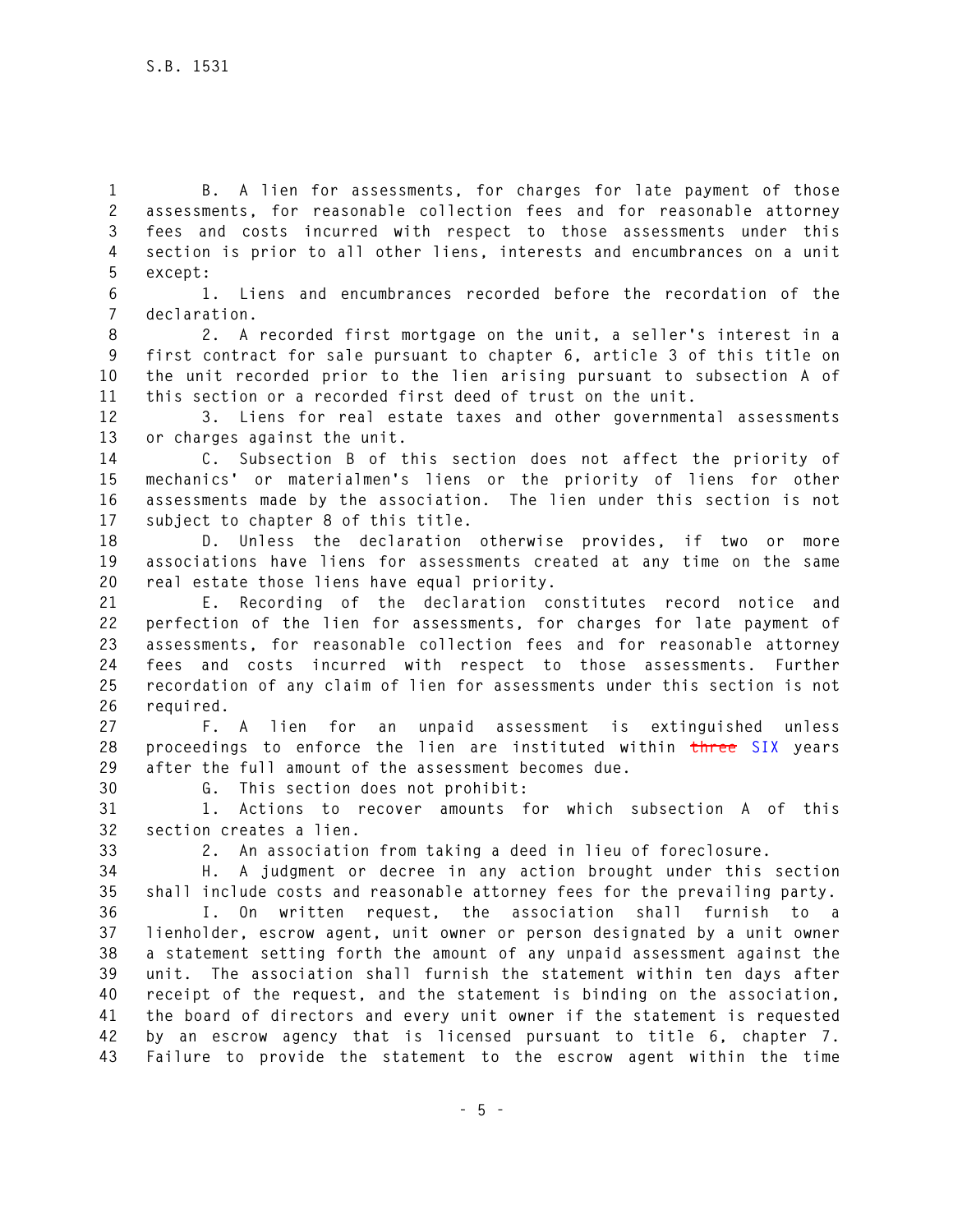B. A lien for assessments, for charges for late payment of those assessments, for reasonable collection fees and for reasonable attorney fees and costs incurred with respect to those assessments under this section is prior to all other liens, interests and encumbrances on a unit except:

1. Liens and encumbrances recorded before the recordation of the declaration.

2. A recorded first mortgage on the unit, a seller's interest in a first contract for sale pursuant to chapter 6, article 3 of this title on the unit recorded prior to the lien arising pursuant to subsection A of this section or a recorded first deed of trust on the unit.

3. Liens for real estate taxes and other governmental assessments or charges against the unit.

C. Subsection B of this section does not affect the priority of mechanics' or materialmen's liens or the priority of liens for other assessments made by the association. The lien under this section is not subject to chapter 8 of this title.

D. Unless the declaration otherwise provides, if two or more associations have liens for assessments created at any time on the same real estate those liens have equal priority.

E. Recording of the declaration constitutes record notice and perfection of the lien for assessments, for charges for late payment of assessments, for reasonable collection fees and for reasonable attorney fees and costs incurred with respect to those assessments. Further recordation of any claim of lien for assessments under this section is not required.

F. A lien for an unpaid assessment is extinguished unless proceedings to enforce the lien are instituted within ~~three~~ SIX years after the full amount of the assessment becomes due.

G. This section does not prohibit:

1. Actions to recover amounts for which subsection A of this section creates a lien.

2. An association from taking a deed in lieu of foreclosure.

H. A judgment or decree in any action brought under this section shall include costs and reasonable attorney fees for the prevailing party.

I. On written request, the association shall furnish to a lienholder, escrow agent, unit owner or person designated by a unit owner a statement setting forth the amount of any unpaid assessment against the unit. The association shall furnish the statement within ten days after receipt of the request, and the statement is binding on the association, the board of directors and every unit owner if the statement is requested by an escrow agency that is licensed pursuant to title 6, chapter 7. Failure to provide the statement to the escrow agent within the time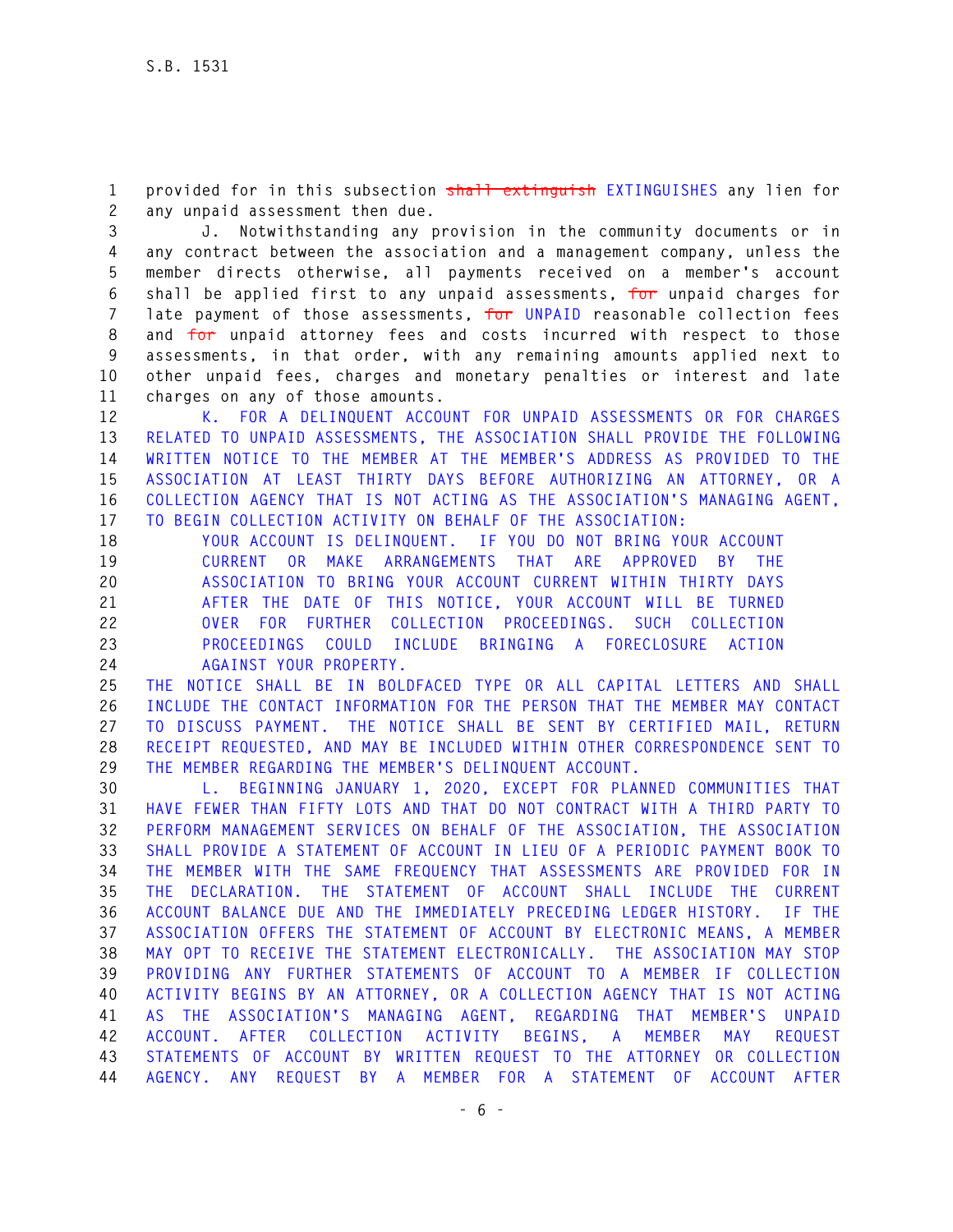provided for in this subsection ~~shall extinguish~~ EXTINGUISHES any lien for any unpaid assessment then due.

J. Notwithstanding any provision in the community documents or in any contract between the association and a management company, unless the member directs otherwise, all payments received on a member's account shall be applied first to any unpaid assessments, ~~for~~ unpaid charges for late payment of those assessments, ~~for~~ UNPAID reasonable collection fees and ~~for~~ unpaid attorney fees and costs incurred with respect to those assessments, in that order, with any remaining amounts applied next to other unpaid fees, charges and monetary penalties or interest and late charges on any of those amounts.

K. FOR A DELINQUENT ACCOUNT FOR UNPAID ASSESSMENTS OR FOR CHARGES RELATED TO UNPAID ASSESSMENTS, THE ASSOCIATION SHALL PROVIDE THE FOLLOWING WRITTEN NOTICE TO THE MEMBER AT THE MEMBER'S ADDRESS AS PROVIDED TO THE ASSOCIATION AT LEAST THIRTY DAYS BEFORE AUTHORIZING AN ATTORNEY, OR A COLLECTION AGENCY THAT IS NOT ACTING AS THE ASSOCIATION'S MANAGING AGENT, TO BEGIN COLLECTION ACTIVITY ON BEHALF OF THE ASSOCIATION:

> YOUR ACCOUNT IS DELINQUENT. IF YOU DO NOT BRING YOUR ACCOUNT CURRENT OR MAKE ARRANGEMENTS THAT ARE APPROVED BY THE ASSOCIATION TO BRING YOUR ACCOUNT CURRENT WITHIN THIRTY DAYS AFTER THE DATE OF THIS NOTICE, YOUR ACCOUNT WILL BE TURNED OVER FOR FURTHER COLLECTION PROCEEDINGS. SUCH COLLECTION PROCEEDINGS COULD INCLUDE BRINGING A FORECLOSURE ACTION AGAINST YOUR PROPERTY.

THE NOTICE SHALL BE IN BOLDFACED TYPE OR ALL CAPITAL LETTERS AND SHALL INCLUDE THE CONTACT INFORMATION FOR THE PERSON THAT THE MEMBER MAY CONTACT TO DISCUSS PAYMENT. THE NOTICE SHALL BE SENT BY CERTIFIED MAIL, RETURN RECEIPT REQUESTED, AND MAY BE INCLUDED WITHIN OTHER CORRESPONDENCE SENT TO THE MEMBER REGARDING THE MEMBER'S DELINQUENT ACCOUNT.

L. BEGINNING JANUARY 1, 2020, EXCEPT FOR PLANNED COMMUNITIES THAT HAVE FEWER THAN FIFTY LOTS AND THAT DO NOT CONTRACT WITH A THIRD PARTY TO PERFORM MANAGEMENT SERVICES ON BEHALF OF THE ASSOCIATION, THE ASSOCIATION SHALL PROVIDE A STATEMENT OF ACCOUNT IN LIEU OF A PERIODIC PAYMENT BOOK TO THE MEMBER WITH THE SAME FREQUENCY THAT ASSESSMENTS ARE PROVIDED FOR IN THE DECLARATION. THE STATEMENT OF ACCOUNT SHALL INCLUDE THE CURRENT ACCOUNT BALANCE DUE AND THE IMMEDIATELY PRECEDING LEDGER HISTORY. IF THE ASSOCIATION OFFERS THE STATEMENT OF ACCOUNT BY ELECTRONIC MEANS, A MEMBER MAY OPT TO RECEIVE THE STATEMENT ELECTRONICALLY. THE ASSOCIATION MAY STOP PROVIDING ANY FURTHER STATEMENTS OF ACCOUNT TO A MEMBER IF COLLECTION ACTIVITY BEGINS BY AN ATTORNEY, OR A COLLECTION AGENCY THAT IS NOT ACTING AS THE ASSOCIATION'S MANAGING AGENT, REGARDING THAT MEMBER'S UNPAID ACCOUNT. AFTER COLLECTION ACTIVITY BEGINS, A MEMBER MAY REQUEST STATEMENTS OF ACCOUNT BY WRITTEN REQUEST TO THE ATTORNEY OR COLLECTION AGENCY. ANY REQUEST BY A MEMBER FOR A STATEMENT OF ACCOUNT AFTER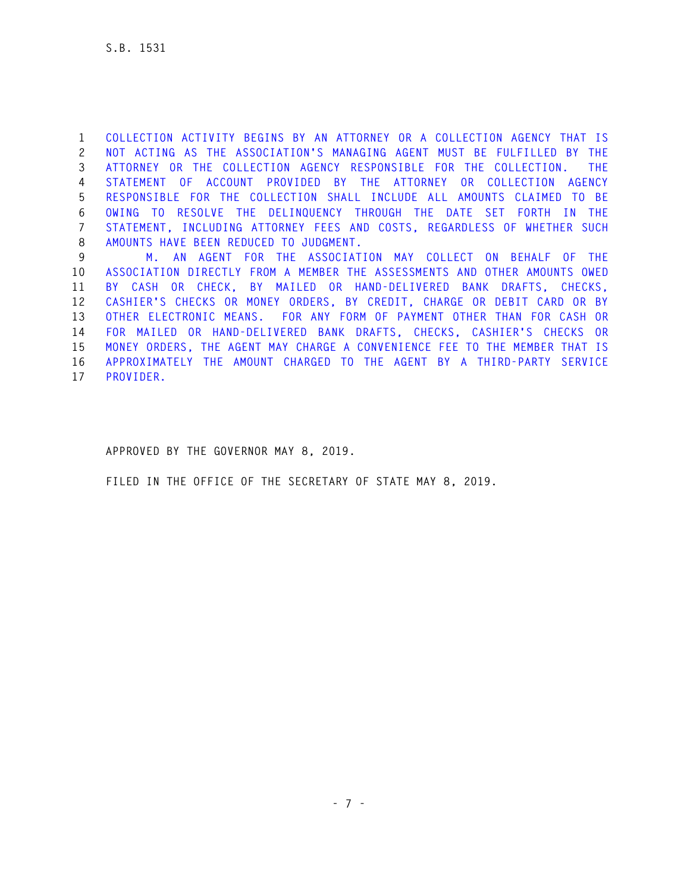COLLECTION ACTIVITY BEGINS BY AN ATTORNEY OR A COLLECTION AGENCY THAT IS NOT ACTING AS THE ASSOCIATION'S MANAGING AGENT MUST BE FULFILLED BY THE ATTORNEY OR THE COLLECTION AGENCY RESPONSIBLE FOR THE COLLECTION. THE STATEMENT OF ACCOUNT PROVIDED BY THE ATTORNEY OR COLLECTION AGENCY RESPONSIBLE FOR THE COLLECTION SHALL INCLUDE ALL AMOUNTS CLAIMED TO BE OWING TO RESOLVE THE DELINQUENCY THROUGH THE DATE SET FORTH IN THE STATEMENT, INCLUDING ATTORNEY FEES AND COSTS, REGARDLESS OF WHETHER SUCH AMOUNTS HAVE BEEN REDUCED TO JUDGMENT.

M. AN AGENT FOR THE ASSOCIATION MAY COLLECT ON BEHALF OF THE ASSOCIATION DIRECTLY FROM A MEMBER THE ASSESSMENTS AND OTHER AMOUNTS OWED BY CASH OR CHECK, BY MAILED OR HAND-DELIVERED BANK DRAFTS, CHECKS, CASHIER'S CHECKS OR MONEY ORDERS, BY CREDIT, CHARGE OR DEBIT CARD OR BY OTHER ELECTRONIC MEANS. FOR ANY FORM OF PAYMENT OTHER THAN FOR CASH OR FOR MAILED OR HAND-DELIVERED BANK DRAFTS, CHECKS, CASHIER'S CHECKS OR MONEY ORDERS, THE AGENT MAY CHARGE A CONVENIENCE FEE TO THE MEMBER THAT IS APPROXIMATELY THE AMOUNT CHARGED TO THE AGENT BY A THIRD-PARTY SERVICE PROVIDER.

APPROVED BY THE GOVERNOR MAY 8, 2019.

FILED IN THE OFFICE OF THE SECRETARY OF STATE MAY 8, 2019.